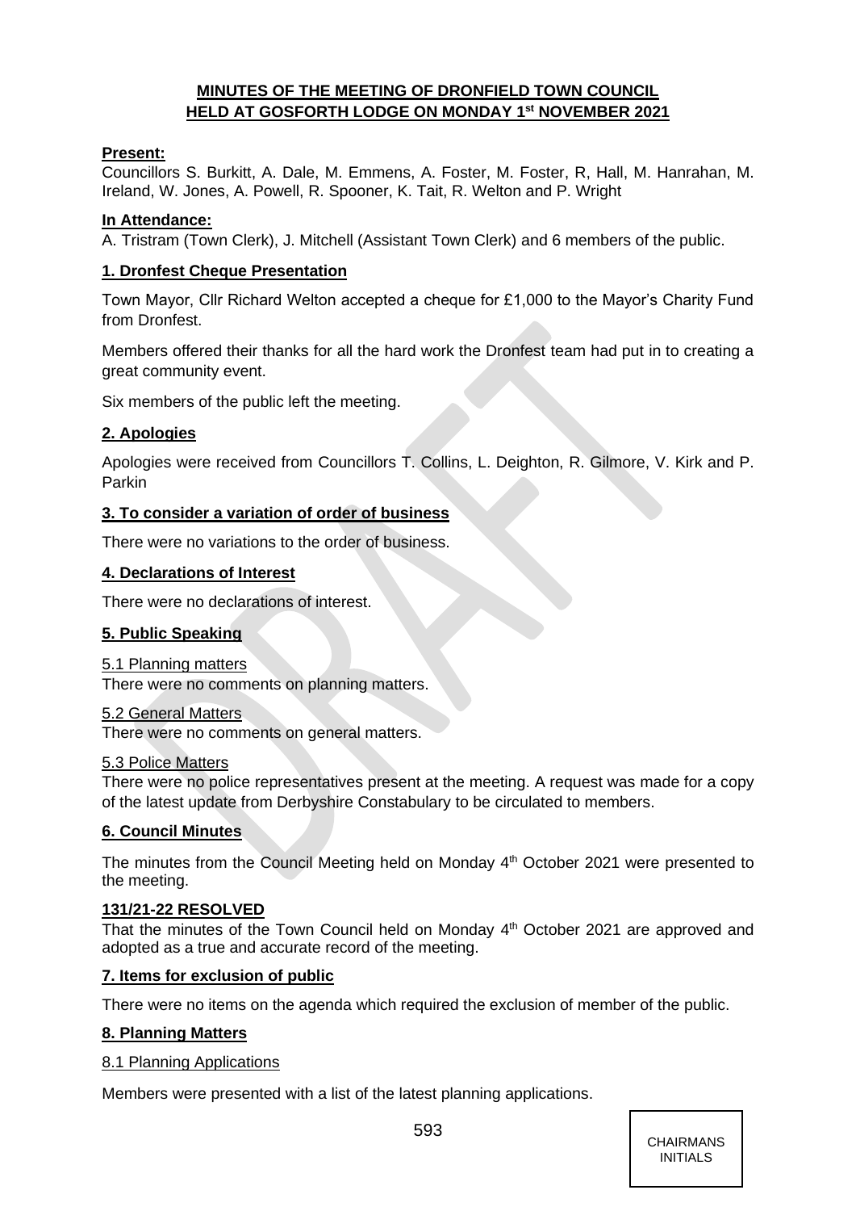# MINUTES OF THE MEETING OF DRONFIELD TOWN COUNCIL HELD AT GOSFORTH LODGE ON MONDAY 1st NOVEMBER 2021

**Present:**

Councillors S. Burkitt, A. Dale, M. Emmens, A. Foster, M. Foster, R, Hall, M. Hanrahan, M. Ireland, W. Jones, A. Powell, R. Spooner, K. Tait, R. Welton and P. Wright

**In Attendance:**

A. Tristram (Town Clerk), J. Mitchell (Assistant Town Clerk) and 6 members of the public.

## 1. Dronfest Cheque Presentation

Town Mayor, Cllr Richard Welton accepted a cheque for £1,000 to the Mayor's Charity Fund from Dronfest.

Members offered their thanks for all the hard work the Dronfest team had put in to creating a great community event.

Six members of the public left the meeting.

## 2. Apologies

Apologies were received from Councillors T. Collins, L. Deighton, R. Gilmore, V. Kirk and P. Parkin

## 3. To consider a variation of order of business

There were no variations to the order of business.

## 4. Declarations of Interest

There were no declarations of interest.

## 5. Public Speaking

5.1 Planning matters

There were no comments on planning matters.

5.2 General Matters

There were no comments on general matters.

5.3 Police Matters

There were no police representatives present at the meeting. A request was made for a copy of the latest update from Derbyshire Constabulary to be circulated to members.

## 6. Council Minutes

The minutes from the Council Meeting held on Monday 4th October 2021 were presented to the meeting.

**131/21-22 RESOLVED**

That the minutes of the Town Council held on Monday 4th October 2021 are approved and adopted as a true and accurate record of the meeting.

## 7. Items for exclusion of public

There were no items on the agenda which required the exclusion of member of the public.

## 8. Planning Matters

8.1 Planning Applications

Members were presented with a list of the latest planning applications.

CHAIRMANS INITIALS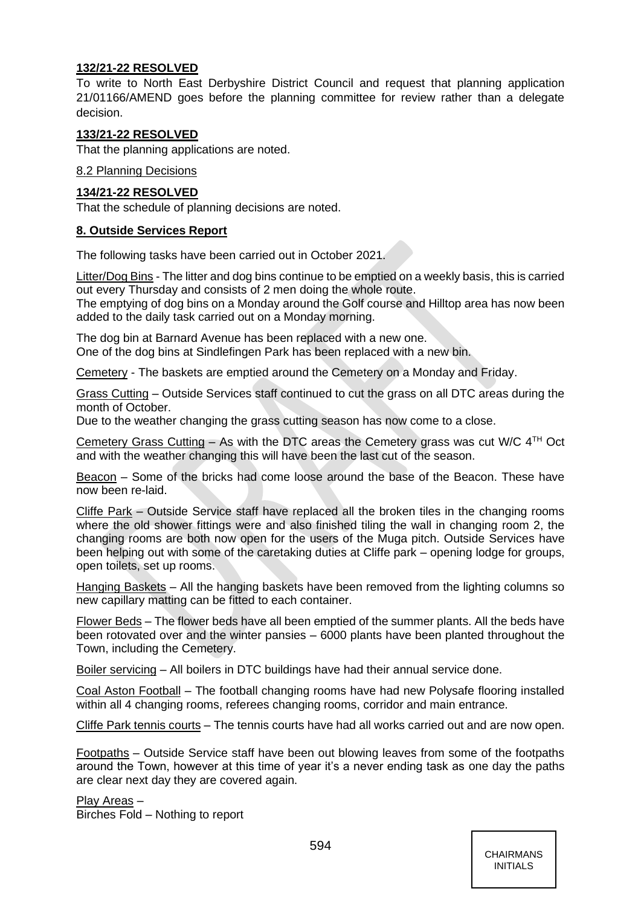**132/21-22 RESOLVED**

To write to North East Derbyshire District Council and request that planning application 21/01166/AMEND goes before the planning committee for review rather than a delegate decision.

**133/21-22 RESOLVED**

That the planning applications are noted.

8.2 Planning Decisions

**134/21-22 RESOLVED**

That the schedule of planning decisions are noted.

**8. Outside Services Report**

The following tasks have been carried out in October 2021.

Litter/Dog Bins - The litter and dog bins continue to be emptied on a weekly basis, this is carried out every Thursday and consists of 2 men doing the whole route.
The emptying of dog bins on a Monday around the Golf course and Hilltop area has now been added to the daily task carried out on a Monday morning.

The dog bin at Barnard Avenue has been replaced with a new one.
One of the dog bins at Sindlefingen Park has been replaced with a new bin.

Cemetery - The baskets are emptied around the Cemetery on a Monday and Friday.

Grass Cutting – Outside Services staff continued to cut the grass on all DTC areas during the month of October.
Due to the weather changing the grass cutting season has now come to a close.

Cemetery Grass Cutting – As with the DTC areas the Cemetery grass was cut W/C 4TH Oct and with the weather changing this will have been the last cut of the season.

Beacon – Some of the bricks had come loose around the base of the Beacon. These have now been re-laid.

Cliffe Park – Outside Service staff have replaced all the broken tiles in the changing rooms where the old shower fittings were and also finished tiling the wall in changing room 2, the changing rooms are both now open for the users of the Muga pitch. Outside Services have been helping out with some of the caretaking duties at Cliffe park – opening lodge for groups, open toilets, set up rooms.

Hanging Baskets – All the hanging baskets have been removed from the lighting columns so new capillary matting can be fitted to each container.

Flower Beds – The flower beds have all been emptied of the summer plants. All the beds have been rotovated over and the winter pansies – 6000 plants have been planted throughout the Town, including the Cemetery.

Boiler servicing – All boilers in DTC buildings have had their annual service done.

Coal Aston Football – The football changing rooms have had new Polysafe flooring installed within all 4 changing rooms, referees changing rooms, corridor and main entrance.

Cliffe Park tennis courts – The tennis courts have had all works carried out and are now open.

Footpaths – Outside Service staff have been out blowing leaves from some of the footpaths around the Town, however at this time of year it's a never ending task as one day the paths are clear next day they are covered again.

Play Areas –
Birches Fold – Nothing to report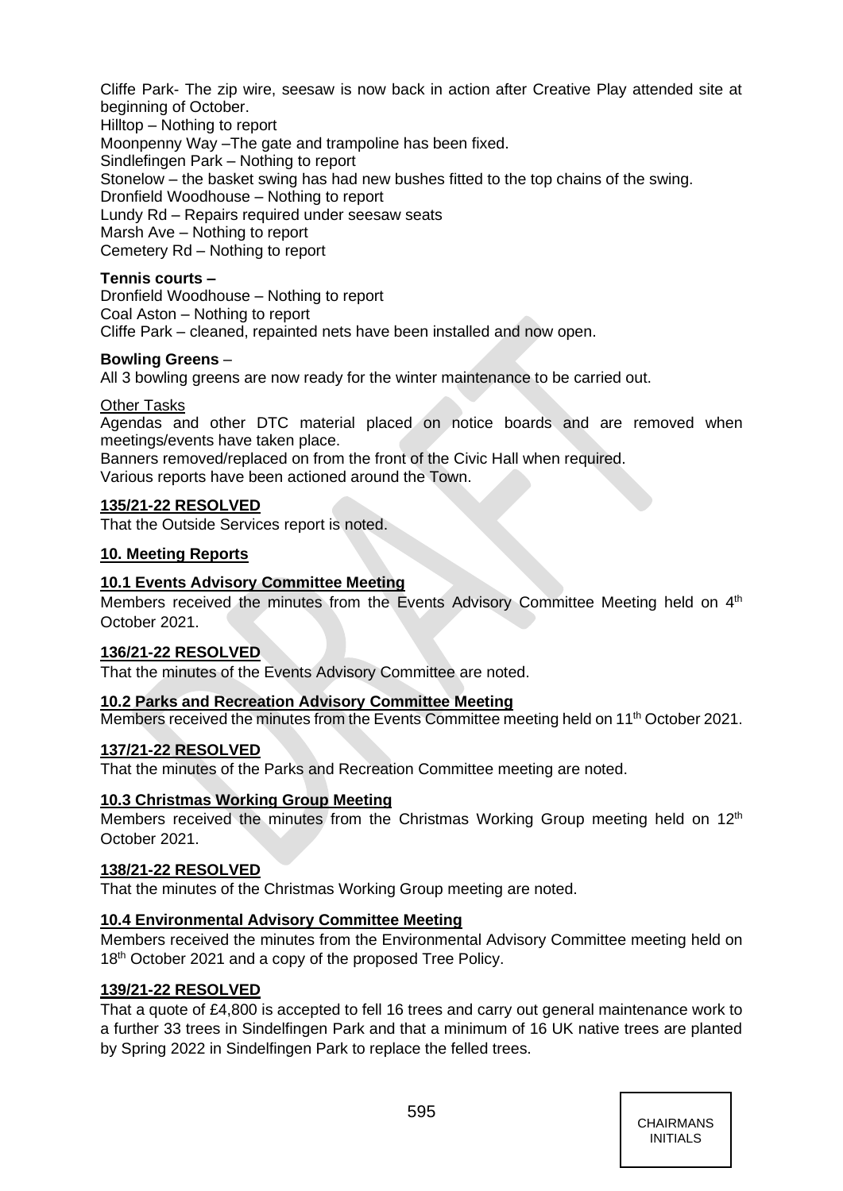Cliffe Park- The zip wire, seesaw is now back in action after Creative Play attended site at beginning of October.
Hilltop – Nothing to report
Moonpenny Way –The gate and trampoline has been fixed.
Sindlefingen Park – Nothing to report
Stonelow – the basket swing has had new bushes fitted to the top chains of the swing.
Dronfield Woodhouse – Nothing to report
Lundy Rd – Repairs required under seesaw seats
Marsh Ave – Nothing to report
Cemetery Rd – Nothing to report

**Tennis courts –**
Dronfield Woodhouse – Nothing to report
Coal Aston – Nothing to report
Cliffe Park – cleaned, repainted nets have been installed and now open.

**Bowling Greens** –
All 3 bowling greens are now ready for the winter maintenance to be carried out.

<u>Other Tasks</u>
Agendas and other DTC material placed on notice boards and are removed when meetings/events have taken place.
Banners removed/replaced on from the front of the Civic Hall when required.
Various reports have been actioned around the Town.

**135/21-22 RESOLVED**
That the Outside Services report is noted.

**10. Meeting Reports**

**10.1 Events Advisory Committee Meeting**
Members received the minutes from the Events Advisory Committee Meeting held on 4th October 2021.

**136/21-22 RESOLVED**
That the minutes of the Events Advisory Committee are noted.

**10.2 Parks and Recreation Advisory Committee Meeting**
Members received the minutes from the Events Committee meeting held on 11th October 2021.

**137/21-22 RESOLVED**
That the minutes of the Parks and Recreation Committee meeting are noted.

**10.3 Christmas Working Group Meeting**
Members received the minutes from the Christmas Working Group meeting held on 12th October 2021.

**138/21-22 RESOLVED**
That the minutes of the Christmas Working Group meeting are noted.

**10.4 Environmental Advisory Committee Meeting**
Members received the minutes from the Environmental Advisory Committee meeting held on 18th October 2021 and a copy of the proposed Tree Policy.

**139/21-22 RESOLVED**
That a quote of £4,800 is accepted to fell 16 trees and carry out general maintenance work to a further 33 trees in Sindelfingen Park and that a minimum of 16 UK native trees are planted by Spring 2022 in Sindelfingen Park to replace the felled trees.

CHAIRMANS INITIALS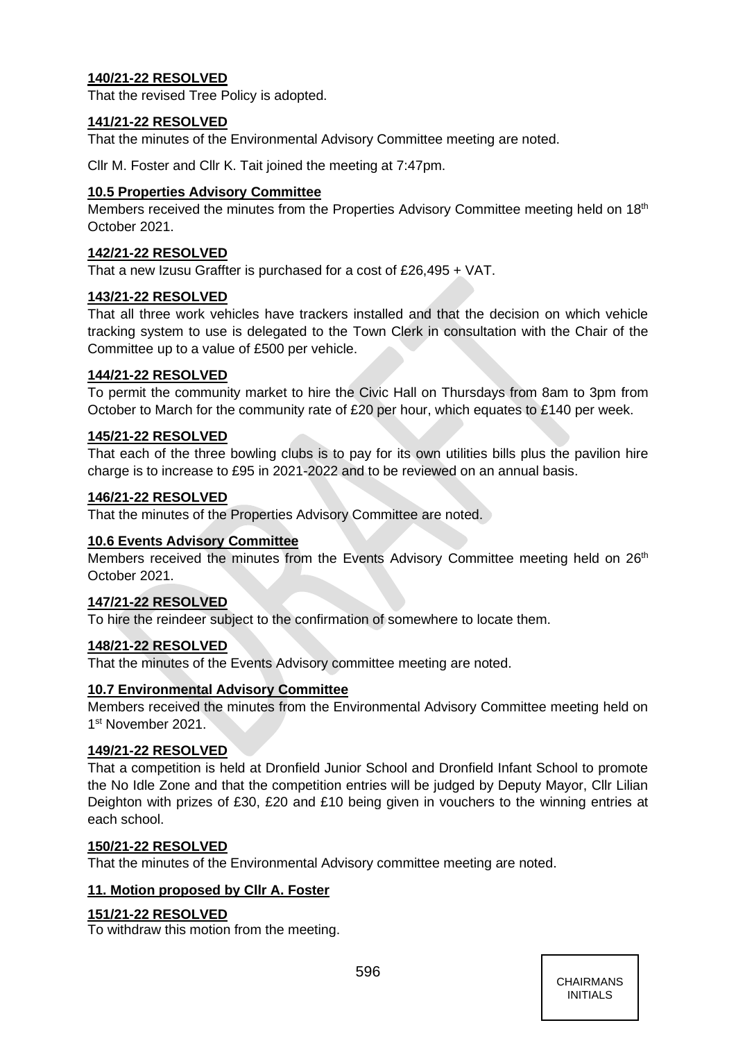**140/21-22 RESOLVED**

That the revised Tree Policy is adopted.

**141/21-22 RESOLVED**

That the minutes of the Environmental Advisory Committee meeting are noted.

Cllr M. Foster and Cllr K. Tait joined the meeting at 7:47pm.

**10.5 Properties Advisory Committee**

Members received the minutes from the Properties Advisory Committee meeting held on 18th October 2021.

**142/21-22 RESOLVED**

That a new Izusu Graffter is purchased for a cost of £26,495 + VAT.

**143/21-22 RESOLVED**

That all three work vehicles have trackers installed and that the decision on which vehicle tracking system to use is delegated to the Town Clerk in consultation with the Chair of the Committee up to a value of £500 per vehicle.

**144/21-22 RESOLVED**

To permit the community market to hire the Civic Hall on Thursdays from 8am to 3pm from October to March for the community rate of £20 per hour, which equates to £140 per week.

**145/21-22 RESOLVED**

That each of the three bowling clubs is to pay for its own utilities bills plus the pavilion hire charge is to increase to £95 in 2021-2022 and to be reviewed on an annual basis.

**146/21-22 RESOLVED**

That the minutes of the Properties Advisory Committee are noted.

**10.6 Events Advisory Committee**

Members received the minutes from the Events Advisory Committee meeting held on 26th October 2021.

**147/21-22 RESOLVED**

To hire the reindeer subject to the confirmation of somewhere to locate them.

**148/21-22 RESOLVED**

That the minutes of the Events Advisory committee meeting are noted.

**10.7 Environmental Advisory Committee**

Members received the minutes from the Environmental Advisory Committee meeting held on 1st November 2021.

**149/21-22 RESOLVED**

That a competition is held at Dronfield Junior School and Dronfield Infant School to promote the No Idle Zone and that the competition entries will be judged by Deputy Mayor, Cllr Lilian Deighton with prizes of £30, £20 and £10 being given in vouchers to the winning entries at each school.

**150/21-22 RESOLVED**

That the minutes of the Environmental Advisory committee meeting are noted.

**11. Motion proposed by Cllr A. Foster**

**151/21-22 RESOLVED**

To withdraw this motion from the meeting.

CHAIRMANS INITIALS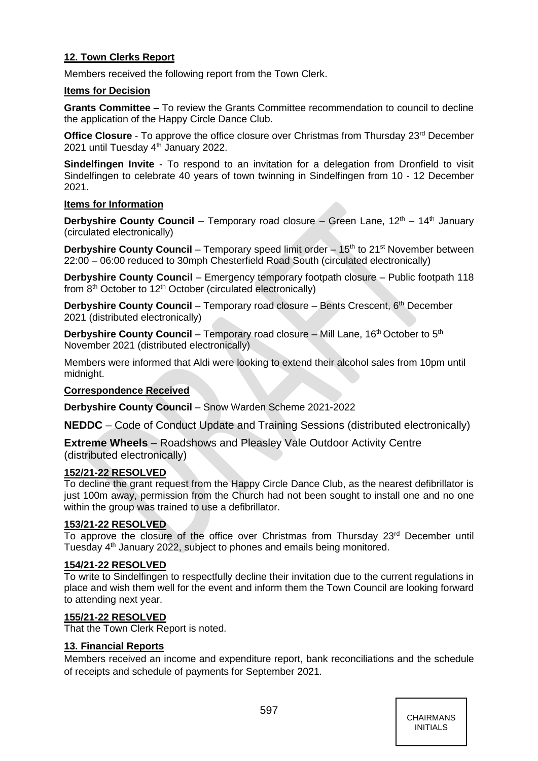**12. Town Clerks Report**

Members received the following report from the Town Clerk.

**Items for Decision**

**Grants Committee –** To review the Grants Committee recommendation to council to decline the application of the Happy Circle Dance Club.

**Office Closure** - To approve the office closure over Christmas from Thursday 23rd December 2021 until Tuesday 4th January 2022.

**Sindelfingen Invite** - To respond to an invitation for a delegation from Dronfield to visit Sindelfingen to celebrate 40 years of town twinning in Sindelfingen from 10 - 12 December 2021.

**Items for Information**

**Derbyshire County Council** – Temporary road closure – Green Lane, 12th – 14th January (circulated electronically)

**Derbyshire County Council** – Temporary speed limit order – 15th to 21st November between 22:00 – 06:00 reduced to 30mph Chesterfield Road South (circulated electronically)

**Derbyshire County Council** – Emergency temporary footpath closure – Public footpath 118 from 8th October to 12th October (circulated electronically)

**Derbyshire County Council** – Temporary road closure – Bents Crescent, 6th December 2021 (distributed electronically)

**Derbyshire County Council** – Temporary road closure – Mill Lane, 16th October to 5th November 2021 (distributed electronically)

Members were informed that Aldi were looking to extend their alcohol sales from 10pm until midnight.

**Correspondence Received**

**Derbyshire County Council** – Snow Warden Scheme 2021-2022

**NEDDC** – Code of Conduct Update and Training Sessions (distributed electronically)

**Extreme Wheels** – Roadshows and Pleasley Vale Outdoor Activity Centre (distributed electronically)

**152/21-22 RESOLVED**
To decline the grant request from the Happy Circle Dance Club, as the nearest defibrillator is just 100m away, permission from the Church had not been sought to install one and no one within the group was trained to use a defibrillator.

**153/21-22 RESOLVED**
To approve the closure of the office over Christmas from Thursday 23rd December until Tuesday 4th January 2022, subject to phones and emails being monitored.

**154/21-22 RESOLVED**
To write to Sindelfingen to respectfully decline their invitation due to the current regulations in place and wish them well for the event and inform them the Town Council are looking forward to attending next year.

**155/21-22 RESOLVED**
That the Town Clerk Report is noted.

**13. Financial Reports**

Members received an income and expenditure report, bank reconciliations and the schedule of receipts and schedule of payments for September 2021.

CHAIRMANS INITIALS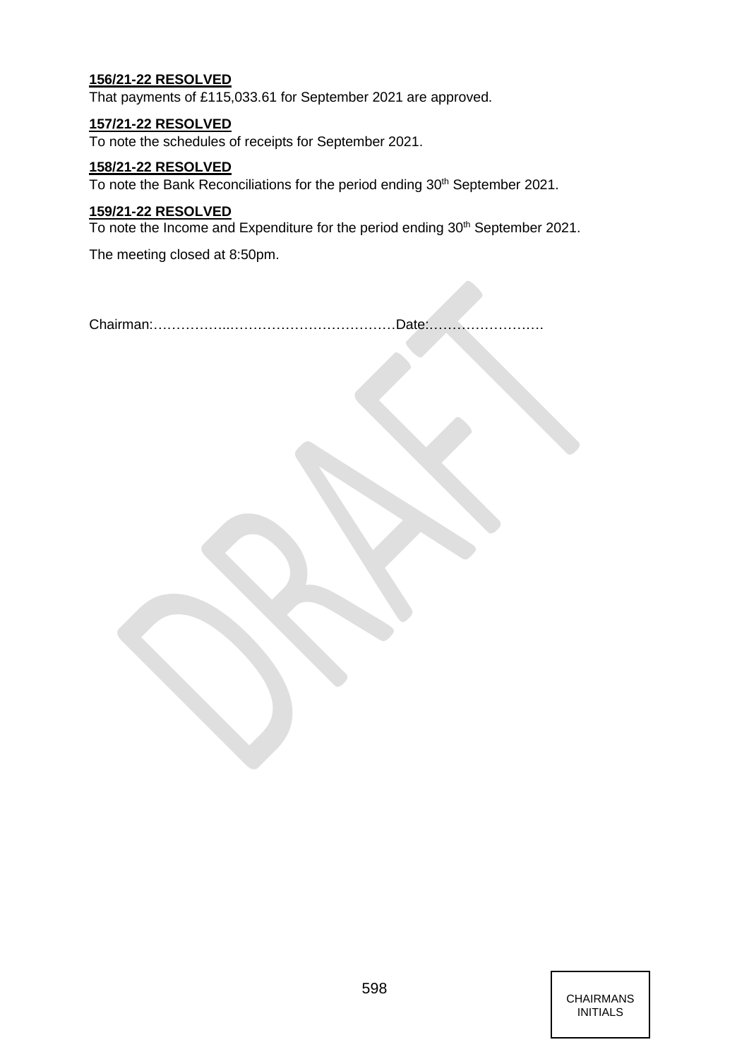**156/21-22 RESOLVED**
That payments of £115,033.61 for September 2021 are approved.

**157/21-22 RESOLVED**
To note the schedules of receipts for September 2021.

**158/21-22 RESOLVED**
To note the Bank Reconciliations for the period ending 30th September 2021.

**159/21-22 RESOLVED**
To note the Income and Expenditure for the period ending 30th September 2021.

The meeting closed at 8:50pm.

Chairman:……………..………………………………Date:…………………….

CHAIRMANS INITIALS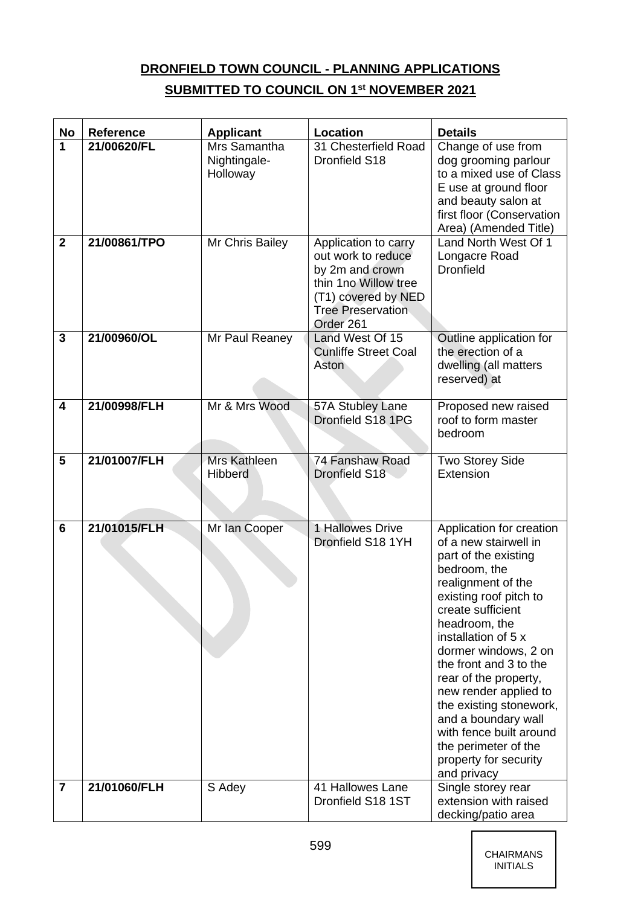**DRONFIELD TOWN COUNCIL - PLANNING APPLICATIONS**

**SUBMITTED TO COUNCIL ON 1st NOVEMBER 2021**

| No | Reference | Applicant | Location | Details |
|---|---|---|---|---|
| 1 | 21/00620/FL | Mrs Samantha Nightingale-Holloway | 31 Chesterfield Road Dronfield S18 | Change of use from dog grooming parlour to a mixed use of Class E use at ground floor and beauty salon at first floor (Conservation Area) (Amended Title) |
| 2 | 21/00861/TPO | Mr Chris Bailey | Application to carry out work to reduce by 2m and crown thin 1no Willow tree (T1) covered by NED Tree Preservation Order 261 | Land North West Of 1 Longacre Road Dronfield |
| 3 | 21/00960/OL | Mr Paul Reaney | Land West Of 15 Cunliffe Street Coal Aston | Outline application for the erection of a dwelling (all matters reserved) at |
| 4 | 21/00998/FLH | Mr & Mrs Wood | 57A Stubley Lane Dronfield S18 1PG | Proposed new raised roof to form master bedroom |
| 5 | 21/01007/FLH | Mrs Kathleen Hibberd | 74 Fanshaw Road Dronfield S18 | Two Storey Side Extension |
| 6 | 21/01015/FLH | Mr Ian Cooper | 1 Hallowes Drive Dronfield S18 1YH | Application for creation of a new stairwell in part of the existing bedroom, the realignment of the existing roof pitch to create sufficient headroom, the installation of 5 x dormer windows, 2 on the front and 3 to the rear of the property, new render applied to the existing stonework, and a boundary wall with fence built around the perimeter of the property for security and privacy |
| 7 | 21/01060/FLH | S Adey | 41 Hallowes Lane Dronfield S18 1ST | Single storey rear extension with raised decking/patio area |

CHAIRMANS INITIALS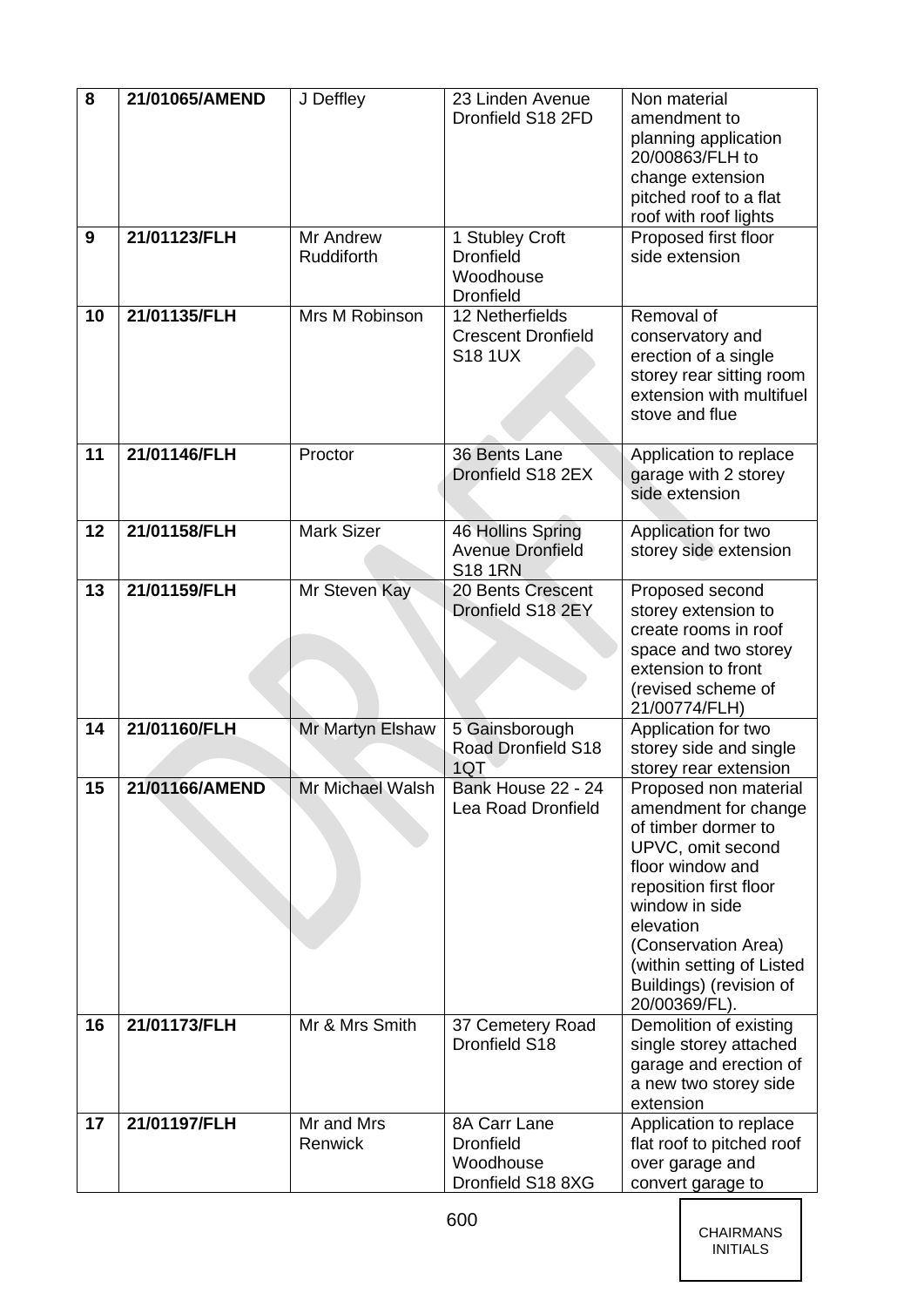| 8 | 21/01065/AMEND | J Deffley | 23 Linden Avenue Dronfield S18 2FD | Non material amendment to planning application 20/00863/FLH to change extension pitched roof to a flat roof with roof lights |
|---|---|---|---|---|
| 9 | 21/01123/FLH | Mr Andrew Ruddiforth | 1 Stubley Croft Dronfield Woodhouse Dronfield | Proposed first floor side extension |
| 10 | 21/01135/FLH | Mrs M Robinson | 12 Netherfields Crescent Dronfield S18 1UX | Removal of conservatory and erection of a single storey rear sitting room extension with multifuel stove and flue |
| 11 | 21/01146/FLH | Proctor | 36 Bents Lane Dronfield S18 2EX | Application to replace garage with 2 storey side extension |
| 12 | 21/01158/FLH | Mark Sizer | 46 Hollins Spring Avenue Dronfield S18 1RN | Application for two storey side extension |
| 13 | 21/01159/FLH | Mr Steven Kay | 20 Bents Crescent Dronfield S18 2EY | Proposed second storey extension to create rooms in roof space and two storey extension to front (revised scheme of 21/00774/FLH) |
| 14 | 21/01160/FLH | Mr Martyn Elshaw | 5 Gainsborough Road Dronfield S18 1QT | Application for two storey side and single storey rear extension |
| 15 | 21/01166/AMEND | Mr Michael Walsh | Bank House 22 - 24 Lea Road Dronfield | Proposed non material amendment for change of timber dormer to UPVC, omit second floor window and reposition first floor window in side elevation (Conservation Area) (within setting of Listed Buildings) (revision of 20/00369/FL). |
| 16 | 21/01173/FLH | Mr & Mrs Smith | 37 Cemetery Road Dronfield S18 | Demolition of existing single storey attached garage and erection of a new two storey side extension |
| 17 | 21/01197/FLH | Mr and Mrs Renwick | 8A Carr Lane Dronfield Woodhouse Dronfield S18 8XG | Application to replace flat roof to pitched roof over garage and convert garage to |

CHAIRMANS INITIALS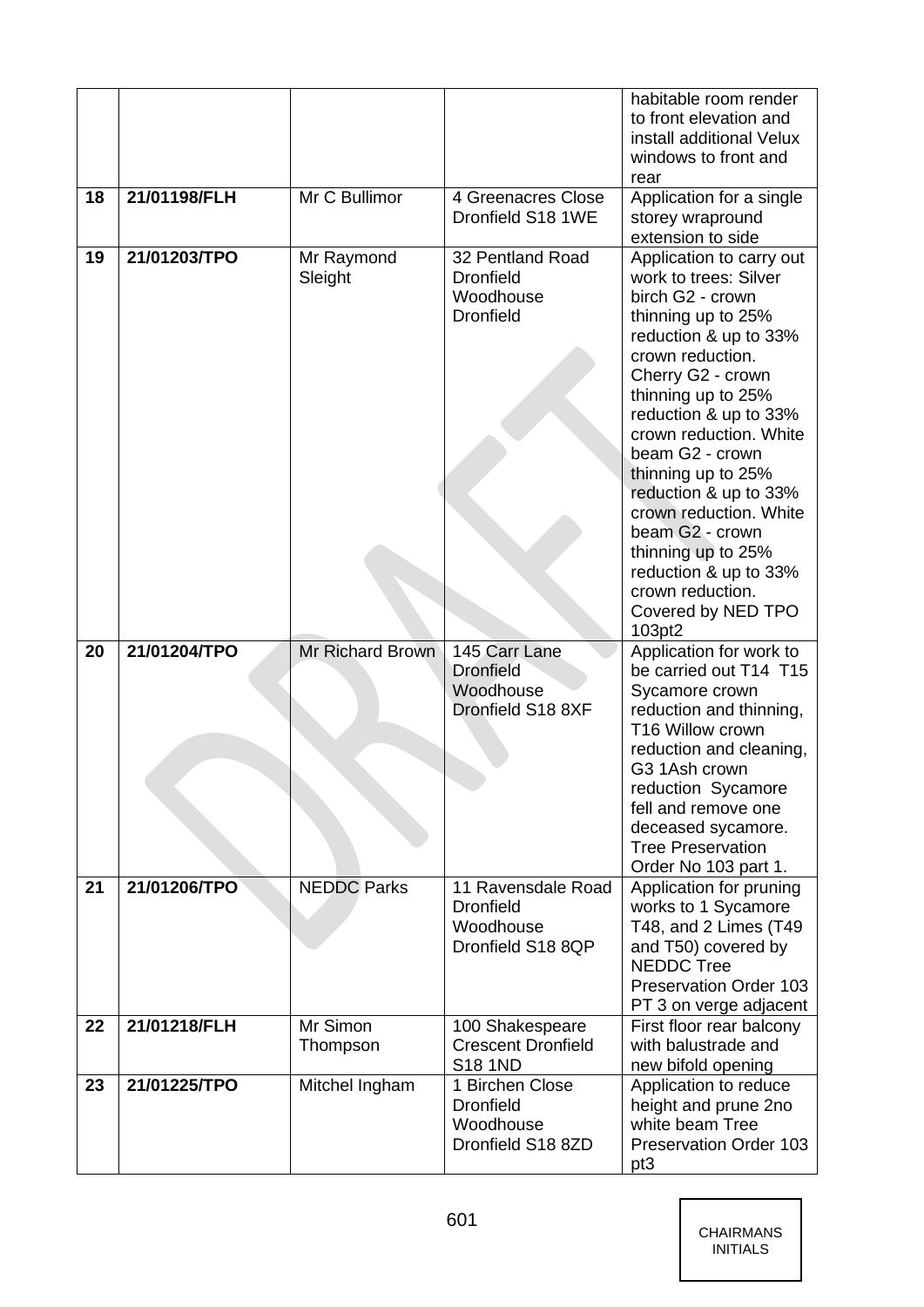| | | | | |
|---|---|---|---|---|
| | | | | habitable room render to front elevation and install additional Velux windows to front and rear |
| **18** | **21/01198/FLH** | Mr C Bullimor | 4 Greenacres Close Dronfield S18 1WE | Application for a single storey wrapround extension to side |
| **19** | **21/01203/TPO** | Mr Raymond Sleight | 32 Pentland Road Dronfield Woodhouse Dronfield | Application to carry out work to trees: Silver birch G2 - crown thinning up to 25% reduction & up to 33% crown reduction. Cherry G2 - crown thinning up to 25% reduction & up to 33% crown reduction. White beam G2 - crown thinning up to 25% reduction & up to 33% crown reduction. White beam G2 - crown thinning up to 25% reduction & up to 33% crown reduction. Covered by NED TPO 103pt2 |
| **20** | **21/01204/TPO** | Mr Richard Brown | 145 Carr Lane Dronfield Woodhouse Dronfield S18 8XF | Application for work to be carried out T14 T15 Sycamore crown reduction and thinning, T16 Willow crown reduction and cleaning, G3 1Ash crown reduction Sycamore fell and remove one deceased sycamore. Tree Preservation Order No 103 part 1. |
| **21** | **21/01206/TPO** | NEDDC Parks | 11 Ravensdale Road Dronfield Woodhouse Dronfield S18 8QP | Application for pruning works to 1 Sycamore T48, and 2 Limes (T49 and T50) covered by NEDDC Tree Preservation Order 103 PT 3 on verge adjacent |
| **22** | **21/01218/FLH** | Mr Simon Thompson | 100 Shakespeare Crescent Dronfield S18 1ND | First floor rear balcony with balustrade and new bifold opening |
| **23** | **21/01225/TPO** | Mitchel Ingham | 1 Birchen Close Dronfield Woodhouse Dronfield S18 8ZD | Application to reduce height and prune 2no white beam Tree Preservation Order 103 pt3 |

CHAIRMANS INITIALS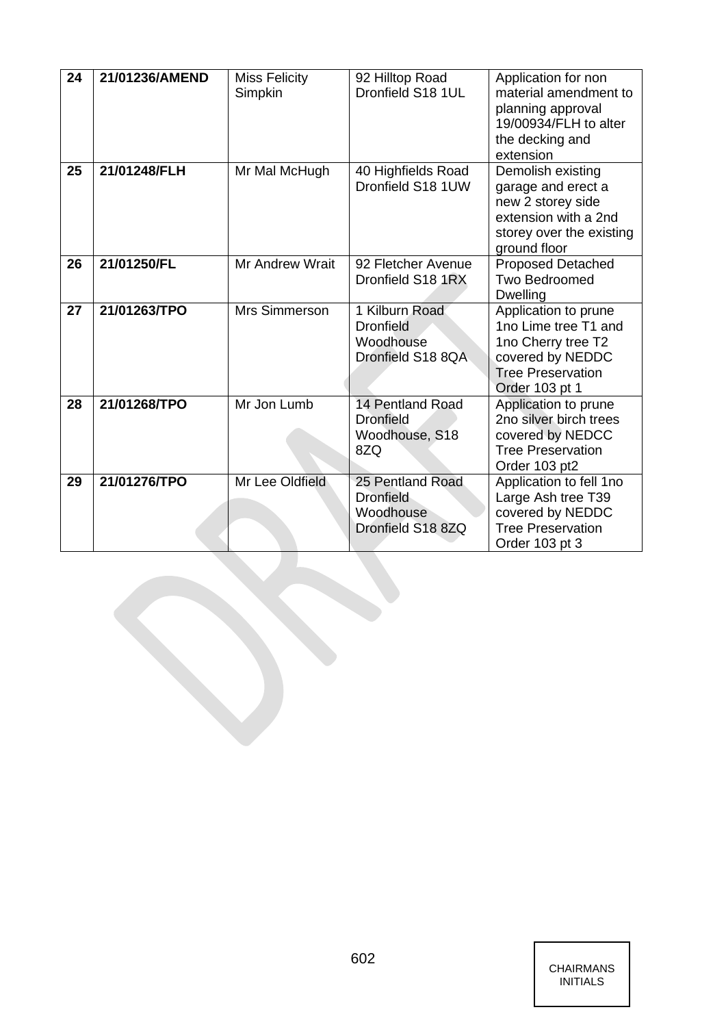| | | | | |
|---|---|---|---|---|
| **24** | **21/01236/AMEND** | Miss Felicity Simpkin | 92 Hilltop Road Dronfield S18 1UL | Application for non material amendment to planning approval 19/00934/FLH to alter the decking and extension |
| **25** | **21/01248/FLH** | Mr Mal McHugh | 40 Highfields Road Dronfield S18 1UW | Demolish existing garage and erect a new 2 storey side extension with a 2nd storey over the existing ground floor |
| **26** | **21/01250/FL** | Mr Andrew Wrait | 92 Fletcher Avenue Dronfield S18 1RX | Proposed Detached Two Bedroomed Dwelling |
| **27** | **21/01263/TPO** | Mrs Simmerson | 1 Kilburn Road Dronfield Woodhouse Dronfield S18 8QA | Application to prune 1no Lime tree T1 and 1no Cherry tree T2 covered by NEDDC Tree Preservation Order 103 pt 1 |
| **28** | **21/01268/TPO** | Mr Jon Lumb | 14 Pentland Road Dronfield Woodhouse, S18 8ZQ | Application to prune 2no silver birch trees covered by NEDCC Tree Preservation Order 103 pt2 |
| **29** | **21/01276/TPO** | Mr Lee Oldfield | 25 Pentland Road Dronfield Woodhouse Dronfield S18 8ZQ | Application to fell 1no Large Ash tree T39 covered by NEDDC Tree Preservation Order 103 pt 3 |

CHAIRMANS INITIALS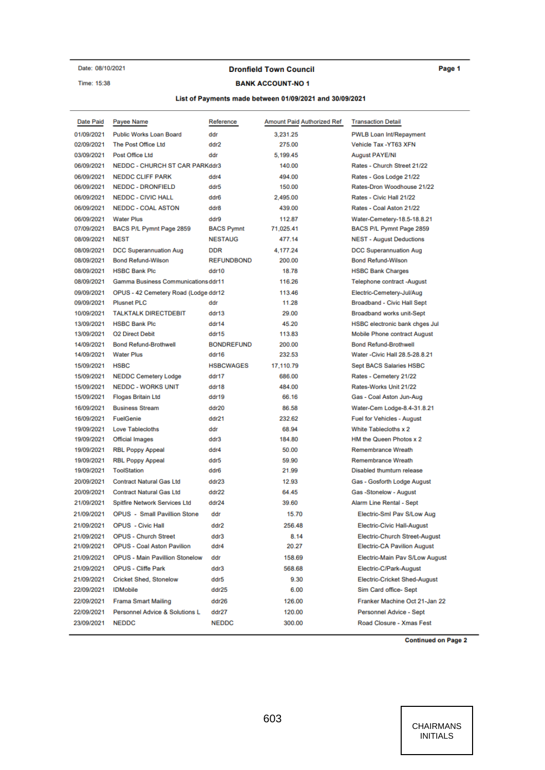Date: 08/10/2021

Time: 15:38

# Dronfield Town Council

## BANK ACCOUNT-NO 1

### List of Payments made between 01/09/2021 and 30/09/2021

| Date Paid | Payee Name | Reference | Amount Paid | Authorized Ref | Transaction Detail |
|---|---|---|---|---|---|
| 01/09/2021 | Public Works Loan Board | ddr | 3,231.25 | | PWLB Loan Int/Repayment |
| 02/09/2021 | The Post Office Ltd | ddr2 | 275.00 | | Vehicle Tax -YT63 XFN |
| 03/09/2021 | Post Office Ltd | ddr | 5,199.45 | | August PAYE/NI |
| 06/09/2021 | NEDDC - CHURCH ST CAR PARK | ddr3 | 140.00 | | Rates - Church Street 21/22 |
| 06/09/2021 | NEDDC CLIFF PARK | ddr4 | 494.00 | | Rates - Gos Lodge 21/22 |
| 06/09/2021 | NEDDC - DRONFIELD | ddr5 | 150.00 | | Rates-Dron Woodhouse 21/22 |
| 06/09/2021 | NEDDC - CIVIC HALL | ddr6 | 2,495.00 | | Rates - Civic Hall 21/22 |
| 06/09/2021 | NEDDC - COAL ASTON | ddr8 | 439.00 | | Rates - Coal Aston 21/22 |
| 06/09/2021 | Water Plus | ddr9 | 112.87 | | Water-Cemetery-18.5-18.8.21 |
| 07/09/2021 | BACS P/L Pymnt Page 2859 | BACS Pymnt | 71,025.41 | | BACS P/L Pymnt Page 2859 |
| 08/09/2021 | NEST | NESTAUG | 477.14 | | NEST - August Deductions |
| 08/09/2021 | DCC Superannuation Aug | DDR | 4,177.24 | | DCC Superannuation Aug |
| 08/09/2021 | Bond Refund-Wilson | REFUNDBOND | 200.00 | | Bond Refund-Wilson |
| 08/09/2021 | HSBC Bank Plc | ddr10 | 18.78 | | HSBC Bank Charges |
| 08/09/2021 | Gamma Business Communications | ddr11 | 116.26 | | Telephone contract -August |
| 09/09/2021 | OPUS - 42 Cemetery Road (Lodge | ddr12 | 113.46 | | Electric-Cemetery-Jul/Aug |
| 09/09/2021 | Plusnet PLC | ddr | 11.28 | | Broadband - Civic Hall Sept |
| 10/09/2021 | TALKTALK DIRECTDEBIT | ddr13 | 29.00 | | Broadband works unit-Sept |
| 13/09/2021 | HSBC Bank Plc | ddr14 | 45.20 | | HSBC electronic bank chges Jul |
| 13/09/2021 | O2 Direct Debit | ddr15 | 113.83 | | Mobile Phone contract August |
| 14/09/2021 | Bond Refund-Brothwell | BONDREFUND | 200.00 | | Bond Refund-Brothwell |
| 14/09/2021 | Water Plus | ddr16 | 232.53 | | Water -Civic Hall 28.5-28.8.21 |
| 15/09/2021 | HSBC | HSBCWAGES | 17,110.79 | | Sept BACS Salaries HSBC |
| 15/09/2021 | NEDDC Cemetery Lodge | ddr17 | 686.00 | | Rates - Cemetery 21/22 |
| 15/09/2021 | NEDDC - WORKS UNIT | ddr18 | 484.00 | | Rates-Works Unit 21/22 |
| 15/09/2021 | Flogas Britain Ltd | ddr19 | 66.16 | | Gas - Coal Aston Jun-Aug |
| 16/09/2021 | Business Stream | ddr20 | 86.58 | | Water-Cem Lodge-8.4-31.8.21 |
| 16/09/2021 | FuelGenie | ddr21 | 232.62 | | Fuel for Vehicles - August |
| 19/09/2021 | Love Tablecloths | ddr | 68.94 | | White Tablecloths x 2 |
| 19/09/2021 | Official Images | ddr3 | 184.80 | | HM the Queen Photos x 2 |
| 19/09/2021 | RBL Poppy Appeal | ddr4 | 50.00 | | Remembrance Wreath |
| 19/09/2021 | RBL Poppy Appeal | ddr5 | 59.90 | | Remembrance Wreath |
| 19/09/2021 | ToolStation | ddr6 | 21.99 | | Disabled thumturn release |
| 20/09/2021 | Contract Natural Gas Ltd | ddr23 | 12.93 | | Gas - Gosforth Lodge August |
| 20/09/2021 | Contract Natural Gas Ltd | ddr22 | 64.45 | | Gas -Stonelow - August |
| 21/09/2021 | Spitfire Network Services Ltd | ddr24 | 39.60 | | Alarm Line Rental - Sept |
| 21/09/2021 | OPUS - Small Pavillion Stone | ddr | 15.70 | | Electric-Sml Pav S/Low Aug |
| 21/09/2021 | OPUS - Civic Hall | ddr2 | 256.48 | | Electric-Civic Hall-August |
| 21/09/2021 | OPUS - Church Street | ddr3 | 8.14 | | Electric-Church Street-August |
| 21/09/2021 | OPUS - Coal Aston Pavilion | ddr4 | 20.27 | | Electric-CA Pavilion August |
| 21/09/2021 | OPUS - Main Pavillion Stonelow | ddr | 158.69 | | Electric-Main Pav S/Low August |
| 21/09/2021 | OPUS - Cliffe Park | ddr3 | 568.68 | | Electric-C/Park-August |
| 21/09/2021 | Cricket Shed, Stonelow | ddr5 | 9.30 | | Electric-Cricket Shed-August |
| 22/09/2021 | IDMobile | ddr25 | 6.00 | | Sim Card office- Sept |
| 22/09/2021 | Frama Smart Mailing | ddr26 | 126.00 | | Franker Machine Oct 21-Jan 22 |
| 22/09/2021 | Personnel Advice & Solutions L | ddr27 | 120.00 | | Personnel Advice - Sept |
| 23/09/2021 | NEDDC | NEDDC | 300.00 | | Road Closure - Xmas Fest |

**Continued on Page 2**

CHAIRMANS INITIALS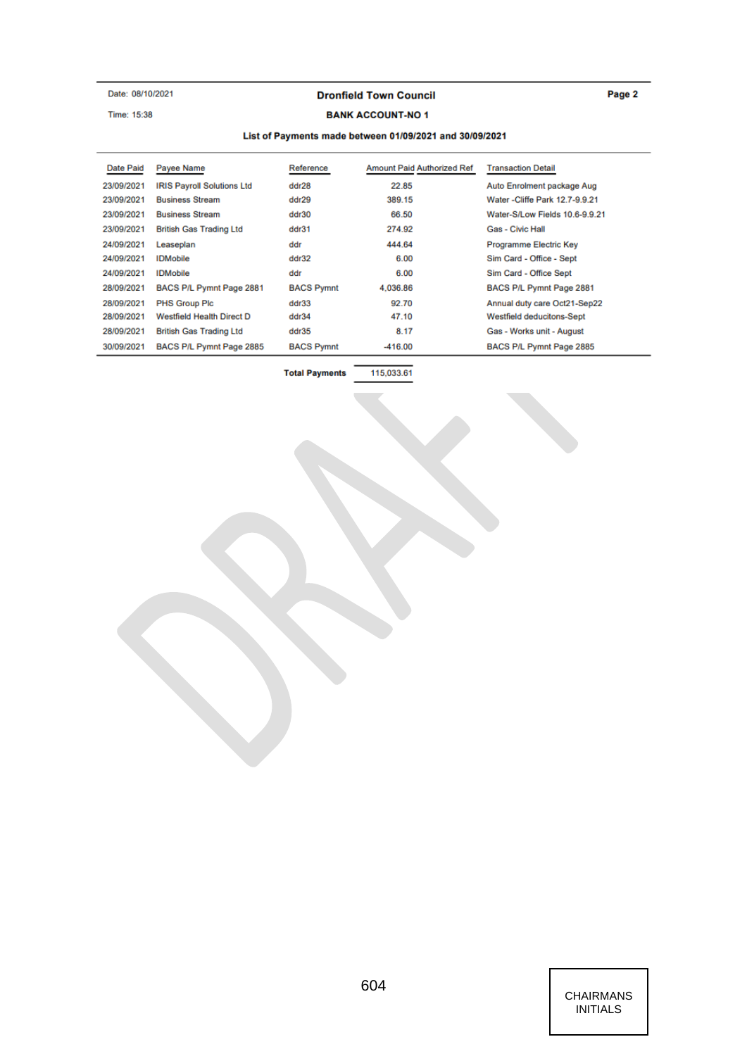Date: 08/10/2021

Time: 15:38

**Dronfield Town Council**

**BANK ACCOUNT-NO 1**

**List of Payments made between 01/09/2021 and 30/09/2021**

| Date Paid | Payee Name | Reference | Amount Paid | Authorized Ref | Transaction Detail |
|---|---|---|---|---|---|
| 23/09/2021 | IRIS Payroll Solutions Ltd | ddr28 | 22.85 | | Auto Enrolment package Aug |
| 23/09/2021 | Business Stream | ddr29 | 389.15 | | Water -Cliffe Park 12.7-9.9.21 |
| 23/09/2021 | Business Stream | ddr30 | 66.50 | | Water-S/Low Fields 10.6-9.9.21 |
| 23/09/2021 | British Gas Trading Ltd | ddr31 | 274.92 | | Gas - Civic Hall |
| 24/09/2021 | Leaseplan | ddr | 444.64 | | Programme Electric Key |
| 24/09/2021 | IDMobile | ddr32 | 6.00 | | Sim Card - Office - Sept |
| 24/09/2021 | IDMobile | ddr | 6.00 | | Sim Card - Office Sept |
| 28/09/2021 | BACS P/L Pymnt Page 2881 | BACS Pymnt | 4,036.86 | | BACS P/L Pymnt Page 2881 |
| 28/09/2021 | PHS Group Plc | ddr33 | 92.70 | | Annual duty care Oct21-Sep22 |
| 28/09/2021 | Westfield Health Direct D | ddr34 | 47.10 | | Westfield deducitons-Sept |
| 28/09/2021 | British Gas Trading Ltd | ddr35 | 8.17 | | Gas - Works unit - August |
| 30/09/2021 | BACS P/L Pymnt Page 2885 | BACS Pymnt | -416.00 | | BACS P/L Pymnt Page 2885 |
| | | **Total Payments** | 115,033.61 | | |

CHAIRMANS INITIALS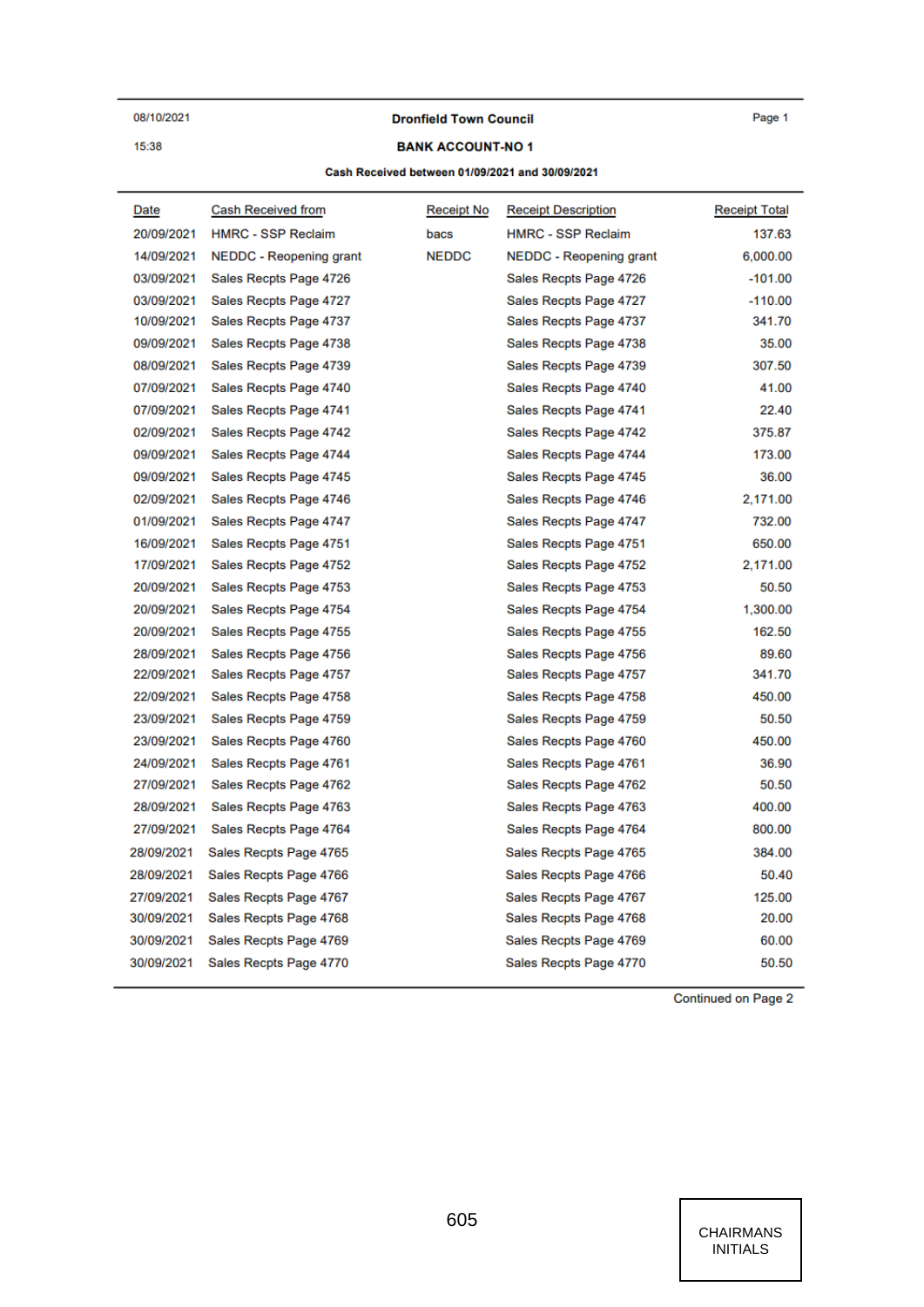08/10/2021 **Dronfield Town Council**

15:38 **BANK ACCOUNT-NO 1**

**Cash Received between 01/09/2021 and 30/09/2021**

| Date | Cash Received from | Receipt No | Receipt Description | Receipt Total |
|---|---|---|---|---|
| 20/09/2021 | HMRC - SSP Reclaim | bacs | HMRC - SSP Reclaim | 137.63 |
| 14/09/2021 | NEDDC - Reopening grant | NEDDC | NEDDC - Reopening grant | 6,000.00 |
| 03/09/2021 | Sales Recpts Page 4726 | | Sales Recpts Page 4726 | -101.00 |
| 03/09/2021 | Sales Recpts Page 4727 | | Sales Recpts Page 4727 | -110.00 |
| 10/09/2021 | Sales Recpts Page 4737 | | Sales Recpts Page 4737 | 341.70 |
| 09/09/2021 | Sales Recpts Page 4738 | | Sales Recpts Page 4738 | 35.00 |
| 08/09/2021 | Sales Recpts Page 4739 | | Sales Recpts Page 4739 | 307.50 |
| 07/09/2021 | Sales Recpts Page 4740 | | Sales Recpts Page 4740 | 41.00 |
| 07/09/2021 | Sales Recpts Page 4741 | | Sales Recpts Page 4741 | 22.40 |
| 02/09/2021 | Sales Recpts Page 4742 | | Sales Recpts Page 4742 | 375.87 |
| 09/09/2021 | Sales Recpts Page 4744 | | Sales Recpts Page 4744 | 173.00 |
| 09/09/2021 | Sales Recpts Page 4745 | | Sales Recpts Page 4745 | 36.00 |
| 02/09/2021 | Sales Recpts Page 4746 | | Sales Recpts Page 4746 | 2,171.00 |
| 01/09/2021 | Sales Recpts Page 4747 | | Sales Recpts Page 4747 | 732.00 |
| 16/09/2021 | Sales Recpts Page 4751 | | Sales Recpts Page 4751 | 650.00 |
| 17/09/2021 | Sales Recpts Page 4752 | | Sales Recpts Page 4752 | 2,171.00 |
| 20/09/2021 | Sales Recpts Page 4753 | | Sales Recpts Page 4753 | 50.50 |
| 20/09/2021 | Sales Recpts Page 4754 | | Sales Recpts Page 4754 | 1,300.00 |
| 20/09/2021 | Sales Recpts Page 4755 | | Sales Recpts Page 4755 | 162.50 |
| 28/09/2021 | Sales Recpts Page 4756 | | Sales Recpts Page 4756 | 89.60 |
| 22/09/2021 | Sales Recpts Page 4757 | | Sales Recpts Page 4757 | 341.70 |
| 22/09/2021 | Sales Recpts Page 4758 | | Sales Recpts Page 4758 | 450.00 |
| 23/09/2021 | Sales Recpts Page 4759 | | Sales Recpts Page 4759 | 50.50 |
| 23/09/2021 | Sales Recpts Page 4760 | | Sales Recpts Page 4760 | 450.00 |
| 24/09/2021 | Sales Recpts Page 4761 | | Sales Recpts Page 4761 | 36.90 |
| 27/09/2021 | Sales Recpts Page 4762 | | Sales Recpts Page 4762 | 50.50 |
| 28/09/2021 | Sales Recpts Page 4763 | | Sales Recpts Page 4763 | 400.00 |
| 27/09/2021 | Sales Recpts Page 4764 | | Sales Recpts Page 4764 | 800.00 |
| 28/09/2021 | Sales Recpts Page 4765 | | Sales Recpts Page 4765 | 384.00 |
| 28/09/2021 | Sales Recpts Page 4766 | | Sales Recpts Page 4766 | 50.40 |
| 27/09/2021 | Sales Recpts Page 4767 | | Sales Recpts Page 4767 | 125.00 |
| 30/09/2021 | Sales Recpts Page 4768 | | Sales Recpts Page 4768 | 20.00 |
| 30/09/2021 | Sales Recpts Page 4769 | | Sales Recpts Page 4769 | 60.00 |
| 30/09/2021 | Sales Recpts Page 4770 | | Sales Recpts Page 4770 | 50.50 |

Continued on Page 2

CHAIRMANS INITIALS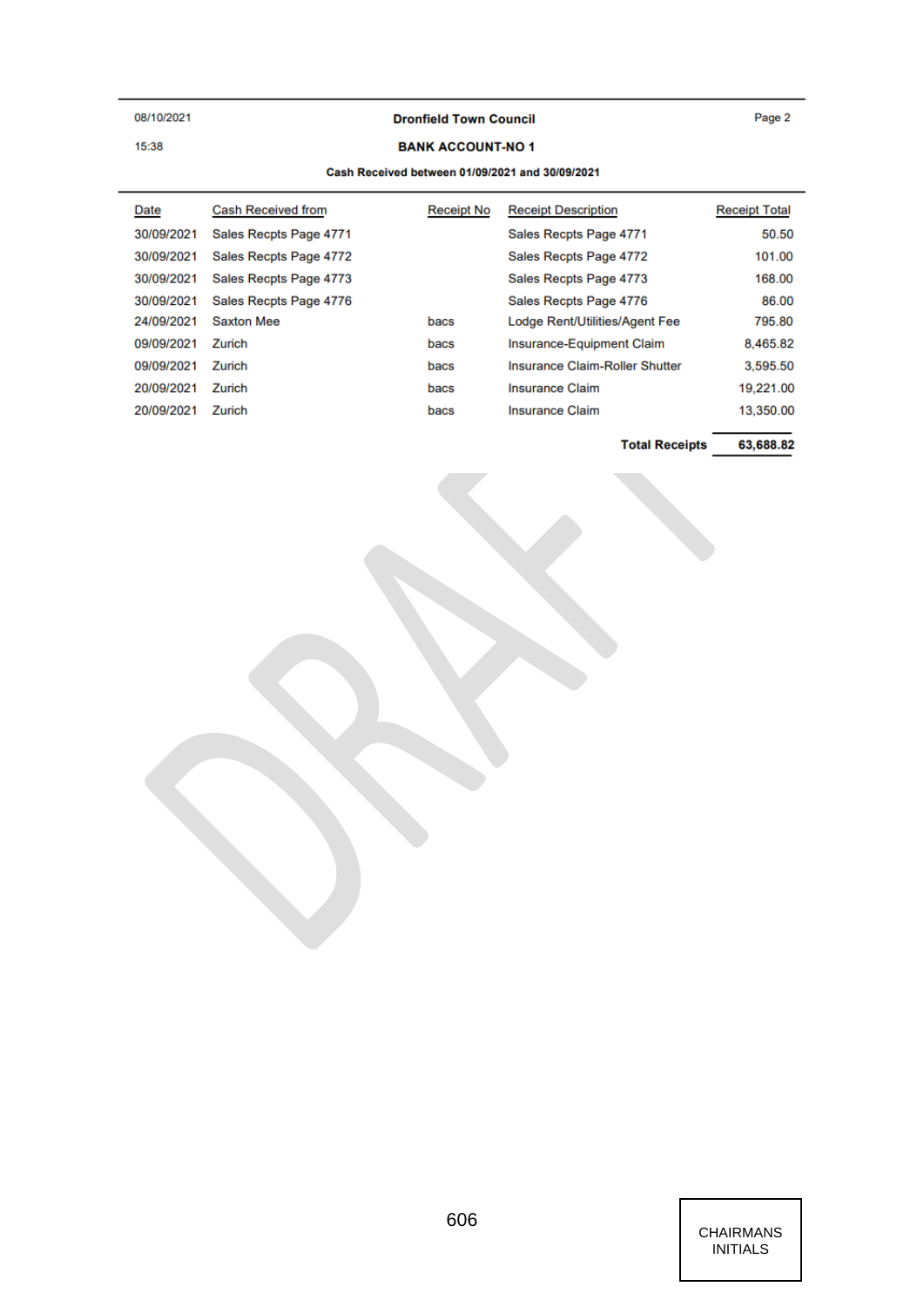08/10/2021 — 15:38

**Dronfield Town Council**

**BANK ACCOUNT-NO 1**

**Cash Received between 01/09/2021 and 30/09/2021**

| Date | Cash Received from | Receipt No | Receipt Description | Receipt Total |
|---|---|---|---|---|
| 30/09/2021 | Sales Recpts Page 4771 | | Sales Recpts Page 4771 | 50.50 |
| 30/09/2021 | Sales Recpts Page 4772 | | Sales Recpts Page 4772 | 101.00 |
| 30/09/2021 | Sales Recpts Page 4773 | | Sales Recpts Page 4773 | 168.00 |
| 30/09/2021 | Sales Recpts Page 4776 | | Sales Recpts Page 4776 | 86.00 |
| 24/09/2021 | Saxton Mee | bacs | Lodge Rent/Utilities/Agent Fee | 795.80 |
| 09/09/2021 | Zurich | bacs | Insurance-Equipment Claim | 8,465.82 |
| 09/09/2021 | Zurich | bacs | Insurance Claim-Roller Shutter | 3,595.50 |
| 20/09/2021 | Zurich | bacs | Insurance Claim | 19,221.00 |
| 20/09/2021 | Zurich | bacs | Insurance Claim | 13,350.00 |
| | | | **Total Receipts** | **63,688.82** |

DRAFT

CHAIRMANS INITIALS